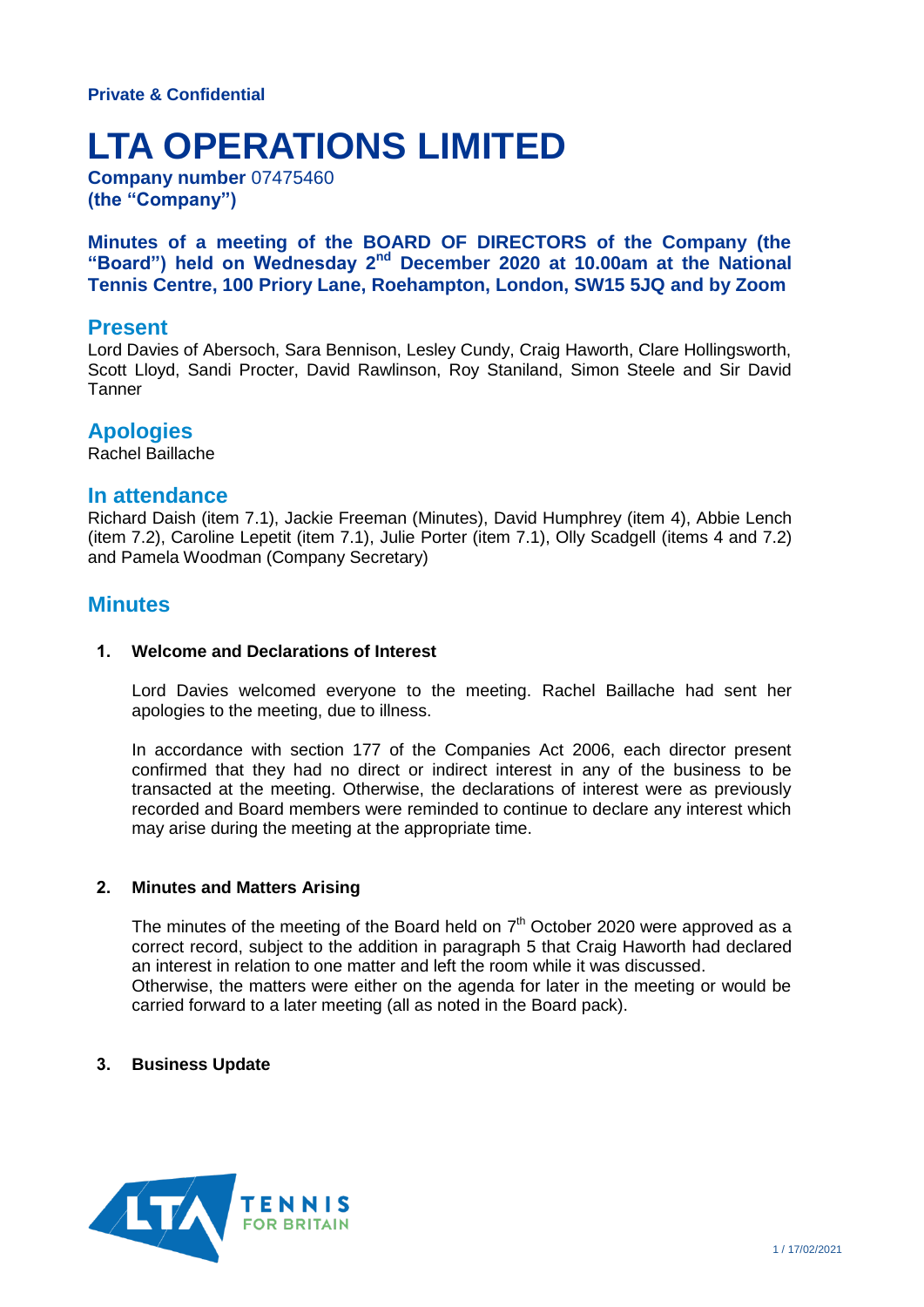**Private & Confidential**

# LTA OPERATIONS LIMITED

**Company number** 07475460
**(the "Company")**

**Minutes of a meeting of the BOARD OF DIRECTORS of the Company (the "Board") held on Wednesday 2nd December 2020 at 10.00am at the National Tennis Centre, 100 Priory Lane, Roehampton, London, SW15 5JQ and by Zoom**

## Present

Lord Davies of Abersoch, Sara Bennison, Lesley Cundy, Craig Haworth, Clare Hollingsworth, Scott Lloyd, Sandi Procter, David Rawlinson, Roy Staniland, Simon Steele and Sir David Tanner

## Apologies

Rachel Baillache

## In attendance

Richard Daish (item 7.1), Jackie Freeman (Minutes), David Humphrey (item 4), Abbie Lench (item 7.2), Caroline Lepetit (item 7.1), Julie Porter (item 7.1), Olly Scadgell (items 4 and 7.2) and Pamela Woodman (Company Secretary)

## Minutes

**1. Welcome and Declarations of Interest**

Lord Davies welcomed everyone to the meeting. Rachel Baillache had sent her apologies to the meeting, due to illness.

In accordance with section 177 of the Companies Act 2006, each director present confirmed that they had no direct or indirect interest in any of the business to be transacted at the meeting. Otherwise, the declarations of interest were as previously recorded and Board members were reminded to continue to declare any interest which may arise during the meeting at the appropriate time.

**2. Minutes and Matters Arising**

The minutes of the meeting of the Board held on 7th October 2020 were approved as a correct record, subject to the addition in paragraph 5 that Craig Haworth had declared an interest in relation to one matter and left the room while it was discussed.
Otherwise, the matters were either on the agenda for later in the meeting or would be carried forward to a later meeting (all as noted in the Board pack).

**3. Business Update**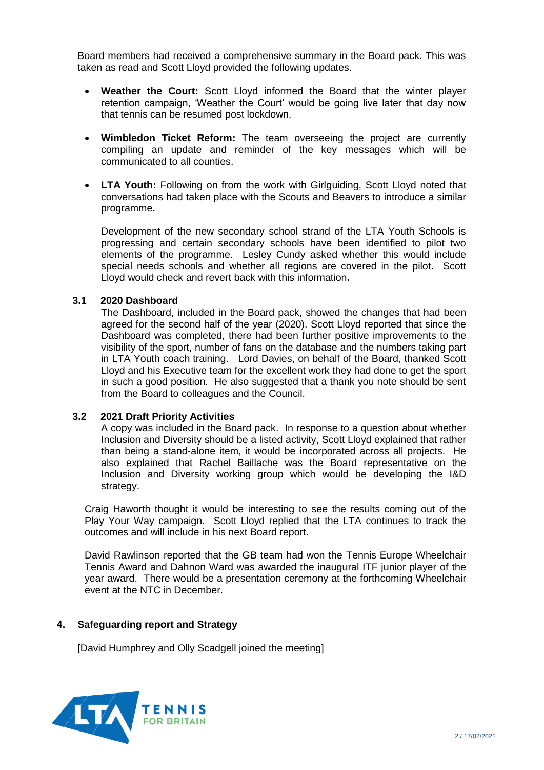Board members had received a comprehensive summary in the Board pack. This was taken as read and Scott Lloyd provided the following updates.

- **Weather the Court:** Scott Lloyd informed the Board that the winter player retention campaign, 'Weather the Court' would be going live later that day now that tennis can be resumed post lockdown.

- **Wimbledon Ticket Reform:** The team overseeing the project are currently compiling an update and reminder of the key messages which will be communicated to all counties.

- **LTA Youth:** Following on from the work with Girlguiding, Scott Lloyd noted that conversations had taken place with the Scouts and Beavers to introduce a similar programme**.**

  Development of the new secondary school strand of the LTA Youth Schools is progressing and certain secondary schools have been identified to pilot two elements of the programme. Lesley Cundy asked whether this would include special needs schools and whether all regions are covered in the pilot. Scott Lloyd would check and revert back with this information**.**

### 3.1 2020 Dashboard

The Dashboard, included in the Board pack, showed the changes that had been agreed for the second half of the year (2020). Scott Lloyd reported that since the Dashboard was completed, there had been further positive improvements to the visibility of the sport, number of fans on the database and the numbers taking part in LTA Youth coach training. Lord Davies, on behalf of the Board, thanked Scott Lloyd and his Executive team for the excellent work they had done to get the sport in such a good position. He also suggested that a thank you note should be sent from the Board to colleagues and the Council.

### 3.2 2021 Draft Priority Activities

A copy was included in the Board pack. In response to a question about whether Inclusion and Diversity should be a listed activity, Scott Lloyd explained that rather than being a stand-alone item, it would be incorporated across all projects. He also explained that Rachel Baillache was the Board representative on the Inclusion and Diversity working group which would be developing the I&D strategy.

Craig Haworth thought it would be interesting to see the results coming out of the Play Your Way campaign. Scott Lloyd replied that the LTA continues to track the outcomes and will include in his next Board report.

David Rawlinson reported that the GB team had won the Tennis Europe Wheelchair Tennis Award and Dahnon Ward was awarded the inaugural ITF junior player of the year award. There would be a presentation ceremony at the forthcoming Wheelchair event at the NTC in December.

## 4. Safeguarding report and Strategy

[David Humphrey and Olly Scadgell joined the meeting]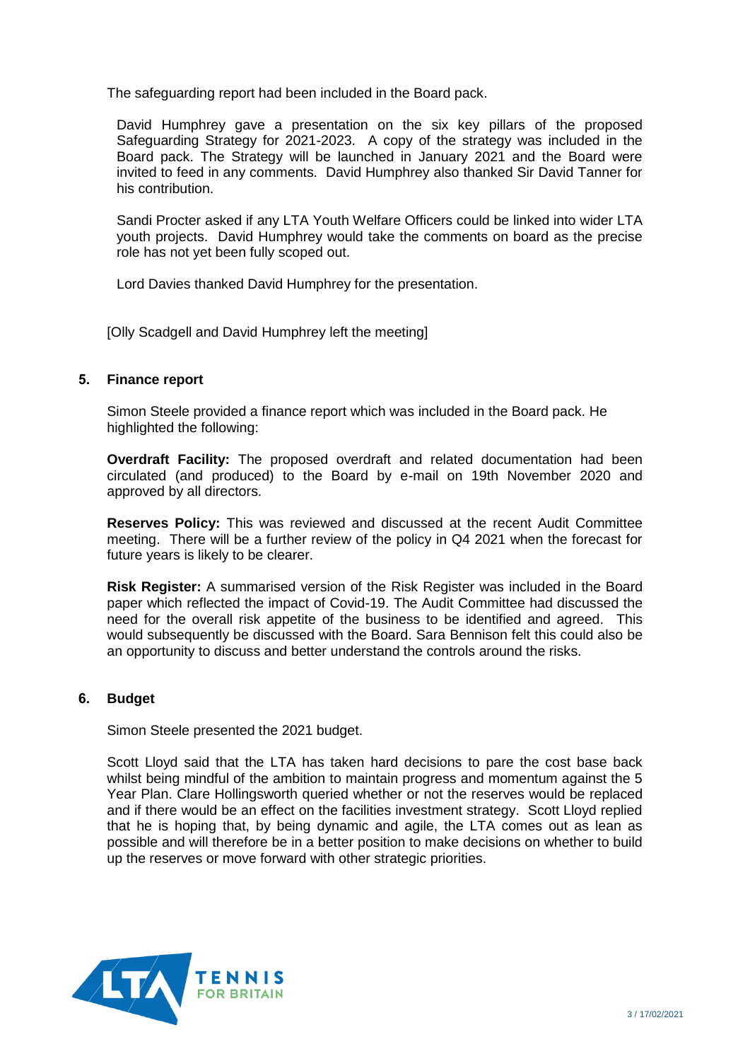The safeguarding report had been included in the Board pack.

David Humphrey gave a presentation on the six key pillars of the proposed Safeguarding Strategy for 2021-2023. A copy of the strategy was included in the Board pack. The Strategy will be launched in January 2021 and the Board were invited to feed in any comments. David Humphrey also thanked Sir David Tanner for his contribution.

Sandi Procter asked if any LTA Youth Welfare Officers could be linked into wider LTA youth projects. David Humphrey would take the comments on board as the precise role has not yet been fully scoped out.

Lord Davies thanked David Humphrey for the presentation.

[Olly Scadgell and David Humphrey left the meeting]

## 5. Finance report

Simon Steele provided a finance report which was included in the Board pack. He highlighted the following:

**Overdraft Facility:** The proposed overdraft and related documentation had been circulated (and produced) to the Board by e-mail on 19th November 2020 and approved by all directors.

**Reserves Policy:** This was reviewed and discussed at the recent Audit Committee meeting. There will be a further review of the policy in Q4 2021 when the forecast for future years is likely to be clearer.

**Risk Register:** A summarised version of the Risk Register was included in the Board paper which reflected the impact of Covid-19. The Audit Committee had discussed the need for the overall risk appetite of the business to be identified and agreed. This would subsequently be discussed with the Board. Sara Bennison felt this could also be an opportunity to discuss and better understand the controls around the risks.

## 6. Budget

Simon Steele presented the 2021 budget.

Scott Lloyd said that the LTA has taken hard decisions to pare the cost base back whilst being mindful of the ambition to maintain progress and momentum against the 5 Year Plan. Clare Hollingsworth queried whether or not the reserves would be replaced and if there would be an effect on the facilities investment strategy. Scott Lloyd replied that he is hoping that, by being dynamic and agile, the LTA comes out as lean as possible and will therefore be in a better position to make decisions on whether to build up the reserves or move forward with other strategic priorities.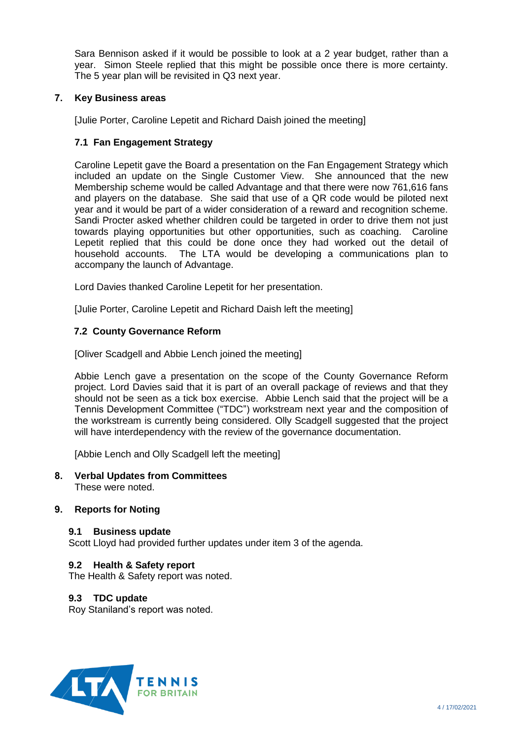Sara Bennison asked if it would be possible to look at a 2 year budget, rather than a year. Simon Steele replied that this might be possible once there is more certainty. The 5 year plan will be revisited in Q3 next year.

## 7. Key Business areas

[Julie Porter, Caroline Lepetit and Richard Daish joined the meeting]

### 7.1 Fan Engagement Strategy

Caroline Lepetit gave the Board a presentation on the Fan Engagement Strategy which included an update on the Single Customer View. She announced that the new Membership scheme would be called Advantage and that there were now 761,616 fans and players on the database. She said that use of a QR code would be piloted next year and it would be part of a wider consideration of a reward and recognition scheme. Sandi Procter asked whether children could be targeted in order to drive them not just towards playing opportunities but other opportunities, such as coaching. Caroline Lepetit replied that this could be done once they had worked out the detail of household accounts. The LTA would be developing a communications plan to accompany the launch of Advantage.

Lord Davies thanked Caroline Lepetit for her presentation.

[Julie Porter, Caroline Lepetit and Richard Daish left the meeting]

### 7.2 County Governance Reform

[Oliver Scadgell and Abbie Lench joined the meeting]

Abbie Lench gave a presentation on the scope of the County Governance Reform project. Lord Davies said that it is part of an overall package of reviews and that they should not be seen as a tick box exercise. Abbie Lench said that the project will be a Tennis Development Committee ("TDC") workstream next year and the composition of the workstream is currently being considered. Olly Scadgell suggested that the project will have interdependency with the review of the governance documentation.

[Abbie Lench and Olly Scadgell left the meeting]

## 8. Verbal Updates from Committees

These were noted.

## 9. Reports for Noting

### 9.1 Business update

Scott Lloyd had provided further updates under item 3 of the agenda.

### 9.2 Health & Safety report

The Health & Safety report was noted.

### 9.3 TDC update

Roy Staniland's report was noted.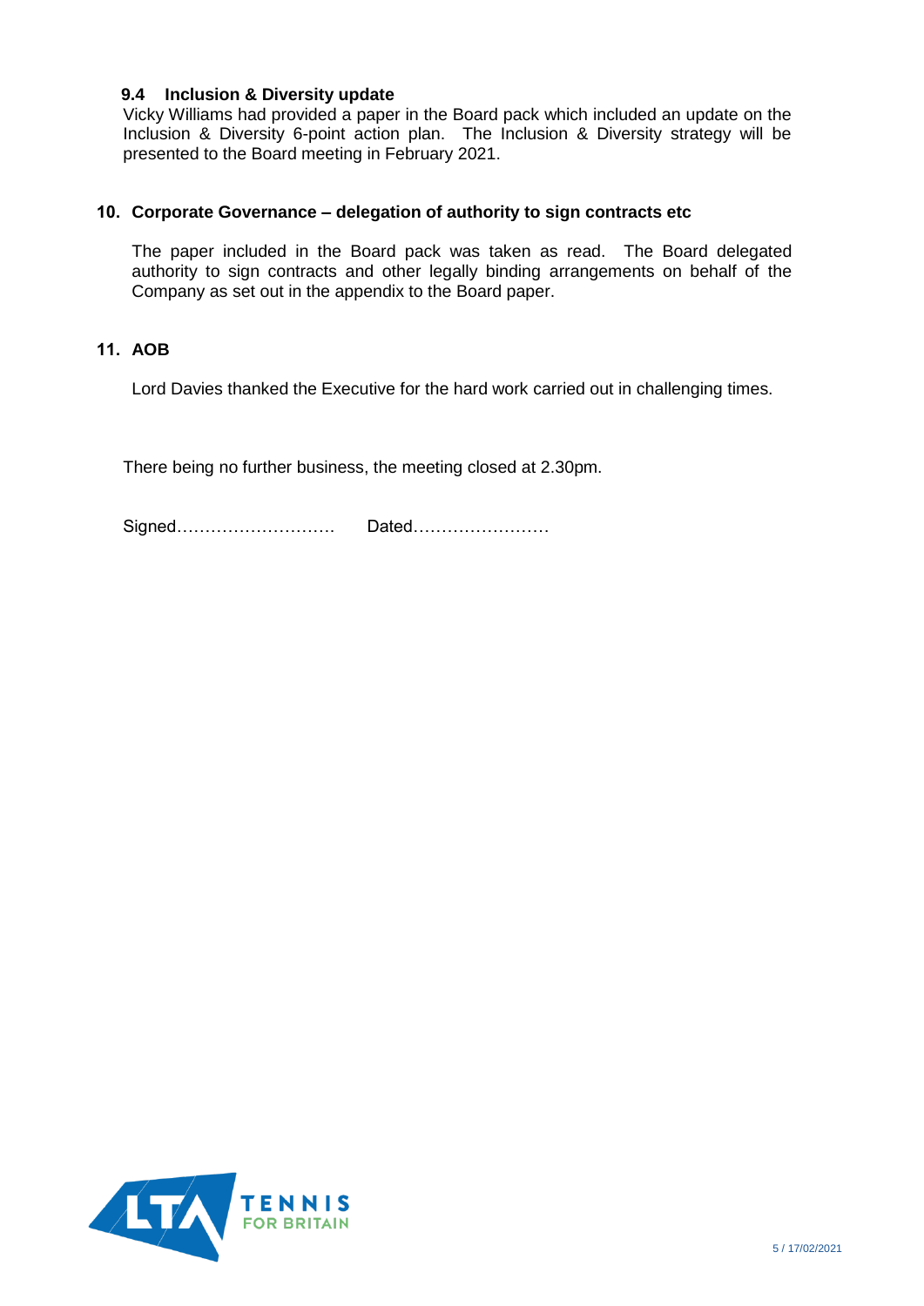### 9.4 Inclusion & Diversity update

Vicky Williams had provided a paper in the Board pack which included an update on the Inclusion & Diversity 6-point action plan. The Inclusion & Diversity strategy will be presented to the Board meeting in February 2021.

## 10. Corporate Governance – delegation of authority to sign contracts etc

The paper included in the Board pack was taken as read. The Board delegated authority to sign contracts and other legally binding arrangements on behalf of the Company as set out in the appendix to the Board paper.

## 11. AOB

Lord Davies thanked the Executive for the hard work carried out in challenging times.

There being no further business, the meeting closed at 2.30pm.

Signed……………………… Dated……………………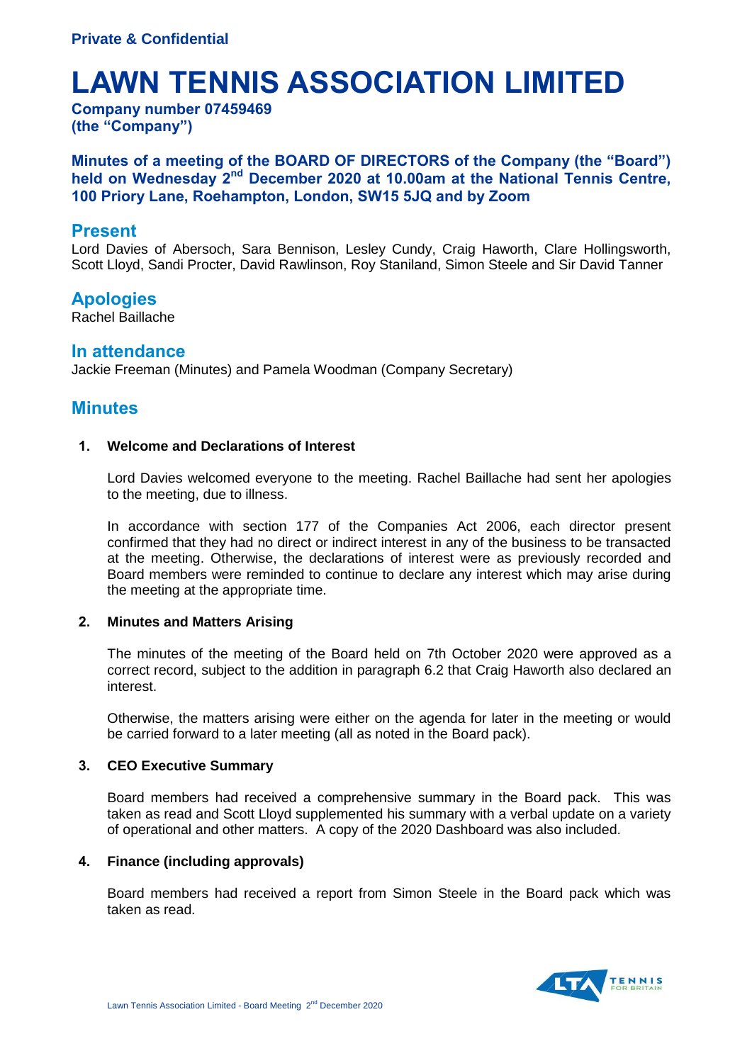**Private & Confidential**

# LAWN TENNIS ASSOCIATION LIMITED

**Company number 07459469**
**(the "Company")**

**Minutes of a meeting of the BOARD OF DIRECTORS of the Company (the "Board") held on Wednesday 2nd December 2020 at 10.00am at the National Tennis Centre, 100 Priory Lane, Roehampton, London, SW15 5JQ and by Zoom**

## Present

Lord Davies of Abersoch, Sara Bennison, Lesley Cundy, Craig Haworth, Clare Hollingsworth, Scott Lloyd, Sandi Procter, David Rawlinson, Roy Staniland, Simon Steele and Sir David Tanner

## Apologies

Rachel Baillache

## In attendance

Jackie Freeman (Minutes) and Pamela Woodman (Company Secretary)

## Minutes

**1. Welcome and Declarations of Interest**

Lord Davies welcomed everyone to the meeting. Rachel Baillache had sent her apologies to the meeting, due to illness.

In accordance with section 177 of the Companies Act 2006, each director present confirmed that they had no direct or indirect interest in any of the business to be transacted at the meeting. Otherwise, the declarations of interest were as previously recorded and Board members were reminded to continue to declare any interest which may arise during the meeting at the appropriate time.

**2. Minutes and Matters Arising**

The minutes of the meeting of the Board held on 7th October 2020 were approved as a correct record, subject to the addition in paragraph 6.2 that Craig Haworth also declared an interest.

Otherwise, the matters arising were either on the agenda for later in the meeting or would be carried forward to a later meeting (all as noted in the Board pack).

**3. CEO Executive Summary**

Board members had received a comprehensive summary in the Board pack. This was taken as read and Scott Lloyd supplemented his summary with a verbal update on a variety of operational and other matters. A copy of the 2020 Dashboard was also included.

**4. Finance (including approvals)**

Board members had received a report from Simon Steele in the Board pack which was taken as read.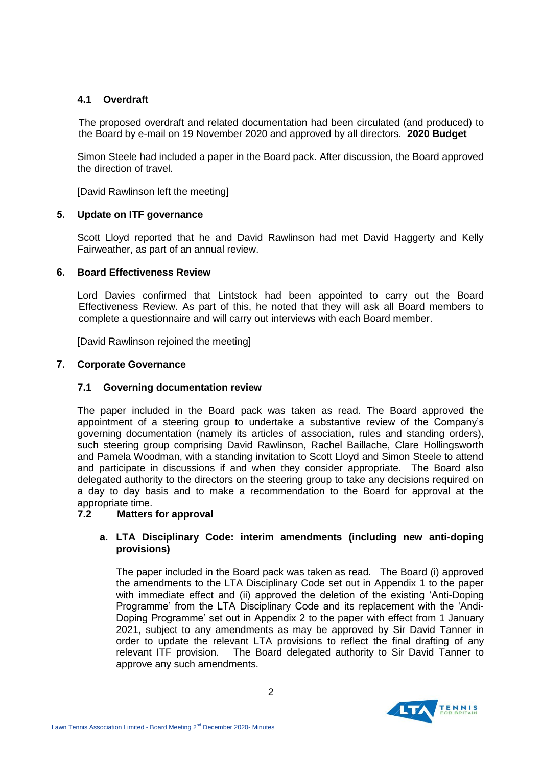### 4.1 Overdraft

The proposed overdraft and related documentation had been circulated (and produced) to the Board by e-mail on 19 November 2020 and approved by all directors. **2020 Budget**

Simon Steele had included a paper in the Board pack. After discussion, the Board approved the direction of travel.

[David Rawlinson left the meeting]

## 5. Update on ITF governance

Scott Lloyd reported that he and David Rawlinson had met David Haggerty and Kelly Fairweather, as part of an annual review.

## 6. Board Effectiveness Review

Lord Davies confirmed that Lintstock had been appointed to carry out the Board Effectiveness Review. As part of this, he noted that they will ask all Board members to complete a questionnaire and will carry out interviews with each Board member.

[David Rawlinson rejoined the meeting]

## 7. Corporate Governance

### 7.1 Governing documentation review

The paper included in the Board pack was taken as read. The Board approved the appointment of a steering group to undertake a substantive review of the Company's governing documentation (namely its articles of association, rules and standing orders), such steering group comprising David Rawlinson, Rachel Baillache, Clare Hollingsworth and Pamela Woodman, with a standing invitation to Scott Lloyd and Simon Steele to attend and participate in discussions if and when they consider appropriate. The Board also delegated authority to the directors on the steering group to take any decisions required on a day to day basis and to make a recommendation to the Board for approval at the appropriate time.

### 7.2 Matters for approval

**a. LTA Disciplinary Code: interim amendments (including new anti-doping provisions)**

The paper included in the Board pack was taken as read. The Board (i) approved the amendments to the LTA Disciplinary Code set out in Appendix 1 to the paper with immediate effect and (ii) approved the deletion of the existing 'Anti-Doping Programme' from the LTA Disciplinary Code and its replacement with the 'Andi-Doping Programme' set out in Appendix 2 to the paper with effect from 1 January 2021, subject to any amendments as may be approved by Sir David Tanner in order to update the relevant LTA provisions to reflect the final drafting of any relevant ITF provision. The Board delegated authority to Sir David Tanner to approve any such amendments.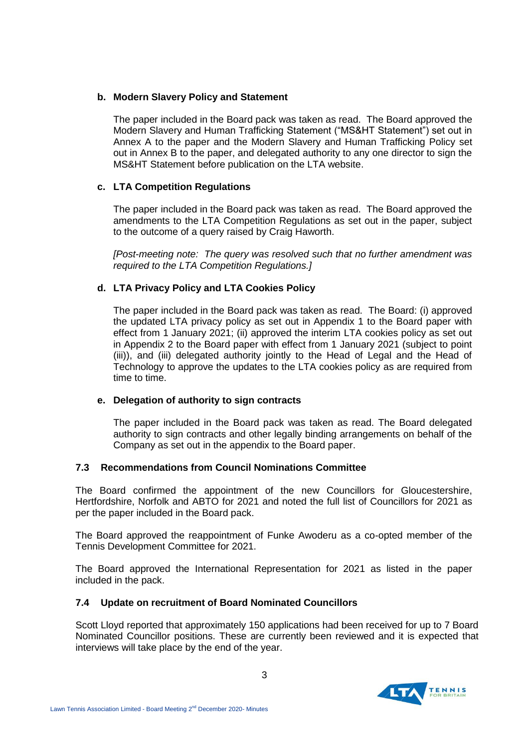**b. Modern Slavery Policy and Statement**

The paper included in the Board pack was taken as read. The Board approved the Modern Slavery and Human Trafficking Statement ("MS&HT Statement") set out in Annex A to the paper and the Modern Slavery and Human Trafficking Policy set out in Annex B to the paper, and delegated authority to any one director to sign the MS&HT Statement before publication on the LTA website.

**c. LTA Competition Regulations**

The paper included in the Board pack was taken as read. The Board approved the amendments to the LTA Competition Regulations as set out in the paper, subject to the outcome of a query raised by Craig Haworth.

*[Post-meeting note: The query was resolved such that no further amendment was required to the LTA Competition Regulations.]*

**d. LTA Privacy Policy and LTA Cookies Policy**

The paper included in the Board pack was taken as read. The Board: (i) approved the updated LTA privacy policy as set out in Appendix 1 to the Board paper with effect from 1 January 2021; (ii) approved the interim LTA cookies policy as set out in Appendix 2 to the Board paper with effect from 1 January 2021 (subject to point (iii)), and (iii) delegated authority jointly to the Head of Legal and the Head of Technology to approve the updates to the LTA cookies policy as are required from time to time.

**e. Delegation of authority to sign contracts**

The paper included in the Board pack was taken as read. The Board delegated authority to sign contracts and other legally binding arrangements on behalf of the Company as set out in the appendix to the Board paper.

### 7.3 Recommendations from Council Nominations Committee

The Board confirmed the appointment of the new Councillors for Gloucestershire, Hertfordshire, Norfolk and ABTO for 2021 and noted the full list of Councillors for 2021 as per the paper included in the Board pack.

The Board approved the reappointment of Funke Awoderu as a co-opted member of the Tennis Development Committee for 2021.

The Board approved the International Representation for 2021 as listed in the paper included in the pack.

### 7.4 Update on recruitment of Board Nominated Councillors

Scott Lloyd reported that approximately 150 applications had been received for up to 7 Board Nominated Councillor positions. These are currently been reviewed and it is expected that interviews will take place by the end of the year.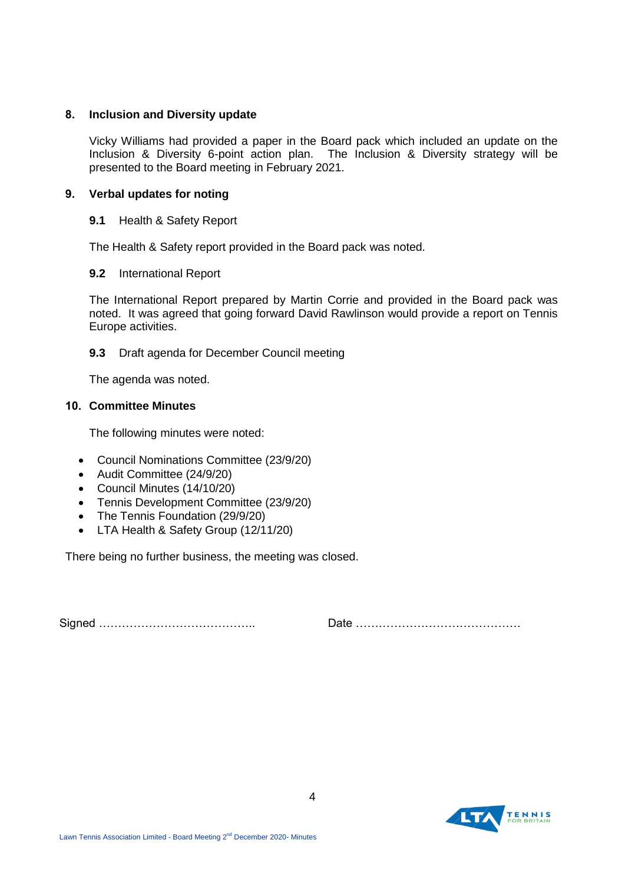## 8. Inclusion and Diversity update

Vicky Williams had provided a paper in the Board pack which included an update on the Inclusion & Diversity 6-point action plan. The Inclusion & Diversity strategy will be presented to the Board meeting in February 2021.

## 9. Verbal updates for noting

**9.1** Health & Safety Report

The Health & Safety report provided in the Board pack was noted.

**9.2** International Report

The International Report prepared by Martin Corrie and provided in the Board pack was noted. It was agreed that going forward David Rawlinson would provide a report on Tennis Europe activities.

**9.3** Draft agenda for December Council meeting

The agenda was noted.

## 10. Committee Minutes

The following minutes were noted:

- Council Nominations Committee (23/9/20)
- Audit Committee (24/9/20)
- Council Minutes (14/10/20)
- Tennis Development Committee (23/9/20)
- The Tennis Foundation (29/9/20)
- LTA Health & Safety Group (12/11/20)

There being no further business, the meeting was closed.

Signed ………………………………….. Date …………………………………….